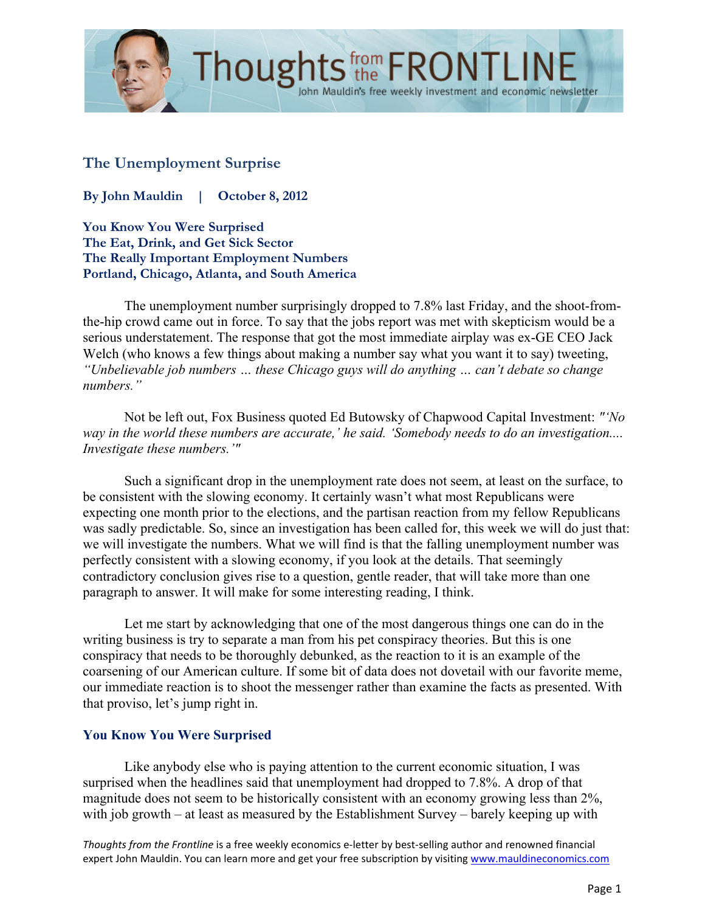## The Unemployment Surprise

**By John Mauldin | October 8, 2012**

**You Know You Were Surprised**
**The Eat, Drink, and Get Sick Sector**
**The Really Important Employment Numbers**
**Portland, Chicago, Atlanta, and South America**

The unemployment number surprisingly dropped to 7.8% last Friday, and the shoot-from-the-hip crowd came out in force. To say that the jobs report was met with skepticism would be a serious understatement. The response that got the most immediate airplay was ex-GE CEO Jack Welch (who knows a few things about making a number say what you want it to say) tweeting, *"Unbelievable job numbers … these Chicago guys will do anything … can't debate so change numbers."*

Not be left out, Fox Business quoted Ed Butowsky of Chapwood Capital Investment: *"'No way in the world these numbers are accurate,' he said. 'Somebody needs to do an investigation.... Investigate these numbers.'"*

Such a significant drop in the unemployment rate does not seem, at least on the surface, to be consistent with the slowing economy. It certainly wasn't what most Republicans were expecting one month prior to the elections, and the partisan reaction from my fellow Republicans was sadly predictable. So, since an investigation has been called for, this week we will do just that: we will investigate the numbers. What we will find is that the falling unemployment number was perfectly consistent with a slowing economy, if you look at the details. That seemingly contradictory conclusion gives rise to a question, gentle reader, that will take more than one paragraph to answer. It will make for some interesting reading, I think.

Let me start by acknowledging that one of the most dangerous things one can do in the writing business is try to separate a man from his pet conspiracy theories. But this is one conspiracy that needs to be thoroughly debunked, as the reaction to it is an example of the coarsening of our American culture. If some bit of data does not dovetail with our favorite meme, our immediate reaction is to shoot the messenger rather than examine the facts as presented. With that proviso, let's jump right in.

### You Know You Were Surprised

Like anybody else who is paying attention to the current economic situation, I was surprised when the headlines said that unemployment had dropped to 7.8%. A drop of that magnitude does not seem to be historically consistent with an economy growing less than 2%, with job growth – at least as measured by the Establishment Survey – barely keeping up with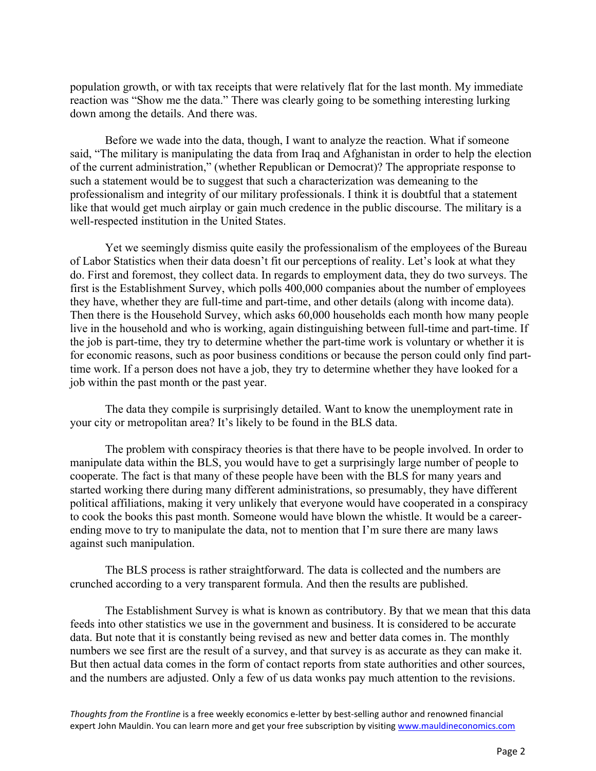population growth, or with tax receipts that were relatively flat for the last month. My immediate reaction was "Show me the data." There was clearly going to be something interesting lurking down among the details. And there was.

Before we wade into the data, though, I want to analyze the reaction. What if someone said, "The military is manipulating the data from Iraq and Afghanistan in order to help the election of the current administration," (whether Republican or Democrat)? The appropriate response to such a statement would be to suggest that such a characterization was demeaning to the professionalism and integrity of our military professionals. I think it is doubtful that a statement like that would get much airplay or gain much credence in the public discourse. The military is a well-respected institution in the United States.

Yet we seemingly dismiss quite easily the professionalism of the employees of the Bureau of Labor Statistics when their data doesn't fit our perceptions of reality. Let's look at what they do. First and foremost, they collect data. In regards to employment data, they do two surveys. The first is the Establishment Survey, which polls 400,000 companies about the number of employees they have, whether they are full-time and part-time, and other details (along with income data). Then there is the Household Survey, which asks 60,000 households each month how many people live in the household and who is working, again distinguishing between full-time and part-time. If the job is part-time, they try to determine whether the part-time work is voluntary or whether it is for economic reasons, such as poor business conditions or because the person could only find part-time work. If a person does not have a job, they try to determine whether they have looked for a job within the past month or the past year.

The data they compile is surprisingly detailed. Want to know the unemployment rate in your city or metropolitan area? It's likely to be found in the BLS data.

The problem with conspiracy theories is that there have to be people involved. In order to manipulate data within the BLS, you would have to get a surprisingly large number of people to cooperate. The fact is that many of these people have been with the BLS for many years and started working there during many different administrations, so presumably, they have different political affiliations, making it very unlikely that everyone would have cooperated in a conspiracy to cook the books this past month. Someone would have blown the whistle. It would be a career-ending move to try to manipulate the data, not to mention that I'm sure there are many laws against such manipulation.

The BLS process is rather straightforward. The data is collected and the numbers are crunched according to a very transparent formula. And then the results are published.

The Establishment Survey is what is known as contributory. By that we mean that this data feeds into other statistics we use in the government and business. It is considered to be accurate data. But note that it is constantly being revised as new and better data comes in. The monthly numbers we see first are the result of a survey, and that survey is as accurate as they can make it. But then actual data comes in the form of contact reports from state authorities and other sources, and the numbers are adjusted. Only a few of us data wonks pay much attention to the revisions.

*Thoughts from the Frontline* is a free weekly economics e-letter by best-selling author and renowned financial expert John Mauldin. You can learn more and get your free subscription by visiting www.mauldineconomics.com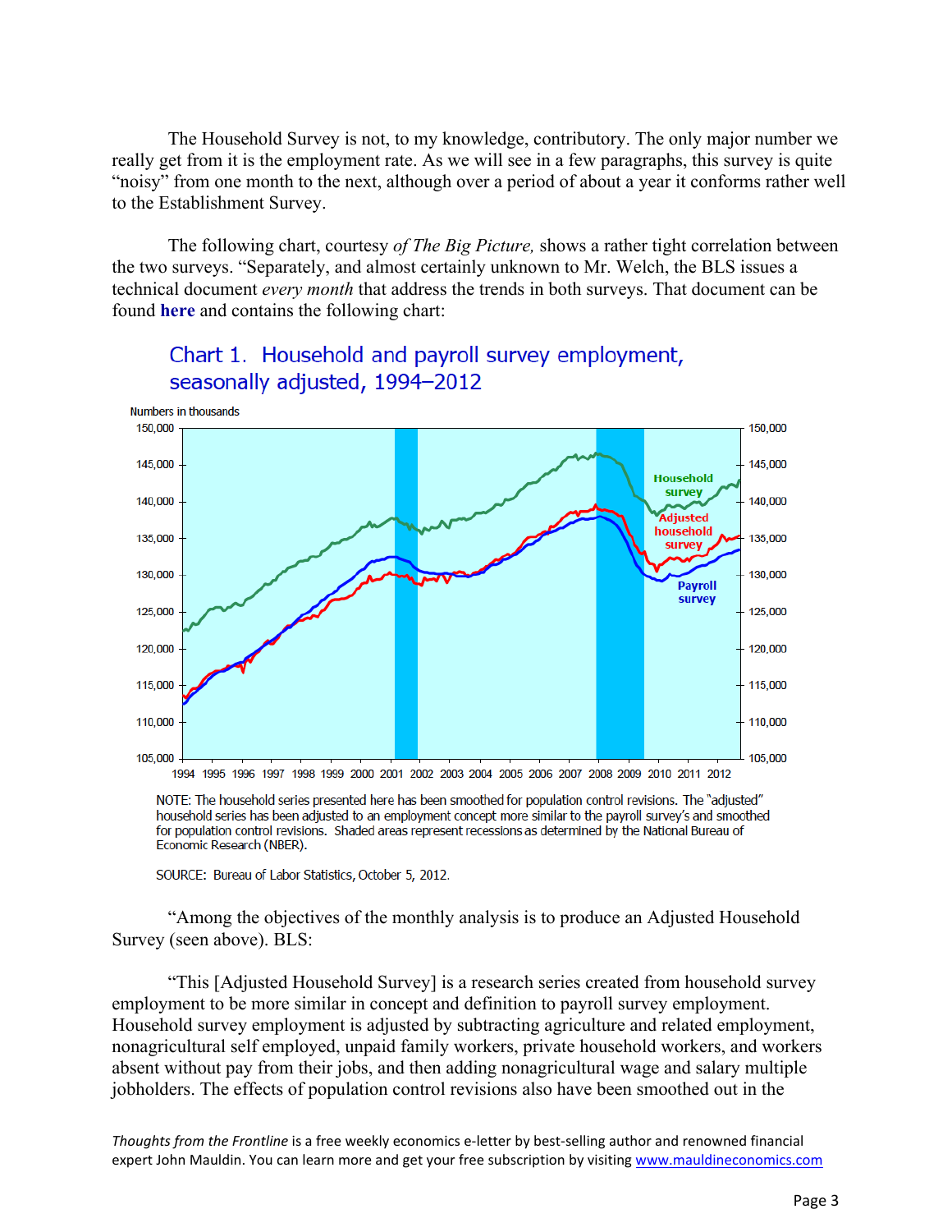The Household Survey is not, to my knowledge, contributory. The only major number we really get from it is the employment rate. As we will see in a few paragraphs, this survey is quite "noisy" from one month to the next, although over a period of about a year it conforms rather well to the Establishment Survey.

The following chart, courtesy *of The Big Picture,* shows a rather tight correlation between the two surveys. "Separately, and almost certainly unknown to Mr. Welch, the BLS issues a technical document *every month* that address the trends in both surveys. That document can be found **here** and contains the following chart:

Chart 1. Household and payroll survey employment, seasonally adjusted, 1994–2012

NOTE: The household series presented here has been smoothed for population control revisions. The "adjusted" household series has been adjusted to an employment concept more similar to the payroll survey's and smoothed for population control revisions. Shaded areas represent recessions as determined by the National Bureau of Economic Research (NBER).

SOURCE: Bureau of Labor Statistics, October 5, 2012.

"Among the objectives of the monthly analysis is to produce an Adjusted Household Survey (seen above). BLS:

"This [Adjusted Household Survey] is a research series created from household survey employment to be more similar in concept and definition to payroll survey employment. Household survey employment is adjusted by subtracting agriculture and related employment, nonagricultural self employed, unpaid family workers, private household workers, and workers absent without pay from their jobs, and then adding nonagricultural wage and salary multiple jobholders. The effects of population control revisions also have been smoothed out in the

*Thoughts from the Frontline* is a free weekly economics e-letter by best-selling author and renowned financial expert John Mauldin. You can learn more and get your free subscription by visiting www.mauldineconomics.com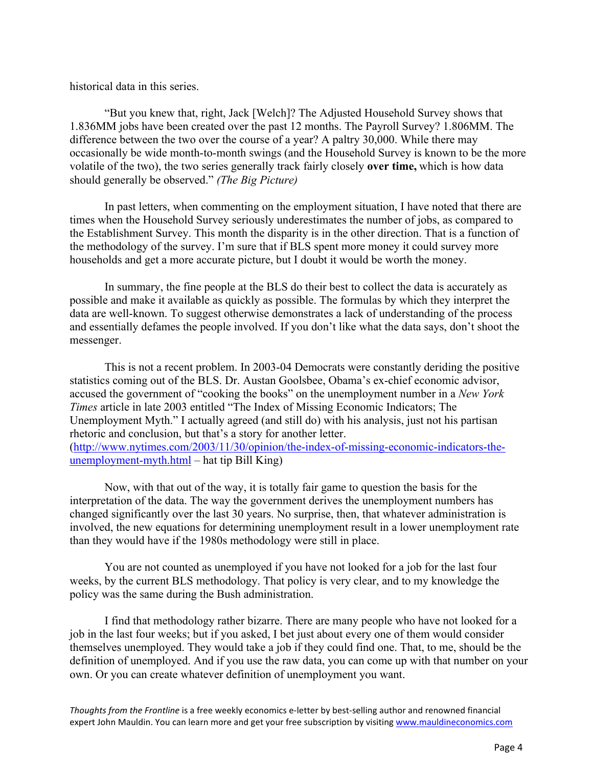historical data in this series.

"But you knew that, right, Jack [Welch]? The Adjusted Household Survey shows that 1.836MM jobs have been created over the past 12 months. The Payroll Survey? 1.806MM. The difference between the two over the course of a year? A paltry 30,000. While there may occasionally be wide month-to-month swings (and the Household Survey is known to be the more volatile of the two), the two series generally track fairly closely **over time,** which is how data should generally be observed." *(The Big Picture)*

In past letters, when commenting on the employment situation, I have noted that there are times when the Household Survey seriously underestimates the number of jobs, as compared to the Establishment Survey. This month the disparity is in the other direction. That is a function of the methodology of the survey. I'm sure that if BLS spent more money it could survey more households and get a more accurate picture, but I doubt it would be worth the money.

In summary, the fine people at the BLS do their best to collect the data is accurately as possible and make it available as quickly as possible. The formulas by which they interpret the data are well-known. To suggest otherwise demonstrates a lack of understanding of the process and essentially defames the people involved. If you don't like what the data says, don't shoot the messenger.

This is not a recent problem. In 2003-04 Democrats were constantly deriding the positive statistics coming out of the BLS. Dr. Austan Goolsbee, Obama's ex-chief economic advisor, accused the government of "cooking the books" on the unemployment number in a *New York Times* article in late 2003 entitled "The Index of Missing Economic Indicators; The Unemployment Myth." I actually agreed (and still do) with his analysis, just not his partisan rhetoric and conclusion, but that's a story for another letter. (http://www.nytimes.com/2003/11/30/opinion/the-index-of-missing-economic-indicators-the-unemployment-myth.html – hat tip Bill King)

Now, with that out of the way, it is totally fair game to question the basis for the interpretation of the data. The way the government derives the unemployment numbers has changed significantly over the last 30 years. No surprise, then, that whatever administration is involved, the new equations for determining unemployment result in a lower unemployment rate than they would have if the 1980s methodology were still in place.

You are not counted as unemployed if you have not looked for a job for the last four weeks, by the current BLS methodology. That policy is very clear, and to my knowledge the policy was the same during the Bush administration.

I find that methodology rather bizarre. There are many people who have not looked for a job in the last four weeks; but if you asked, I bet just about every one of them would consider themselves unemployed. They would take a job if they could find one. That, to me, should be the definition of unemployed. And if you use the raw data, you can come up with that number on your own. Or you can create whatever definition of unemployment you want.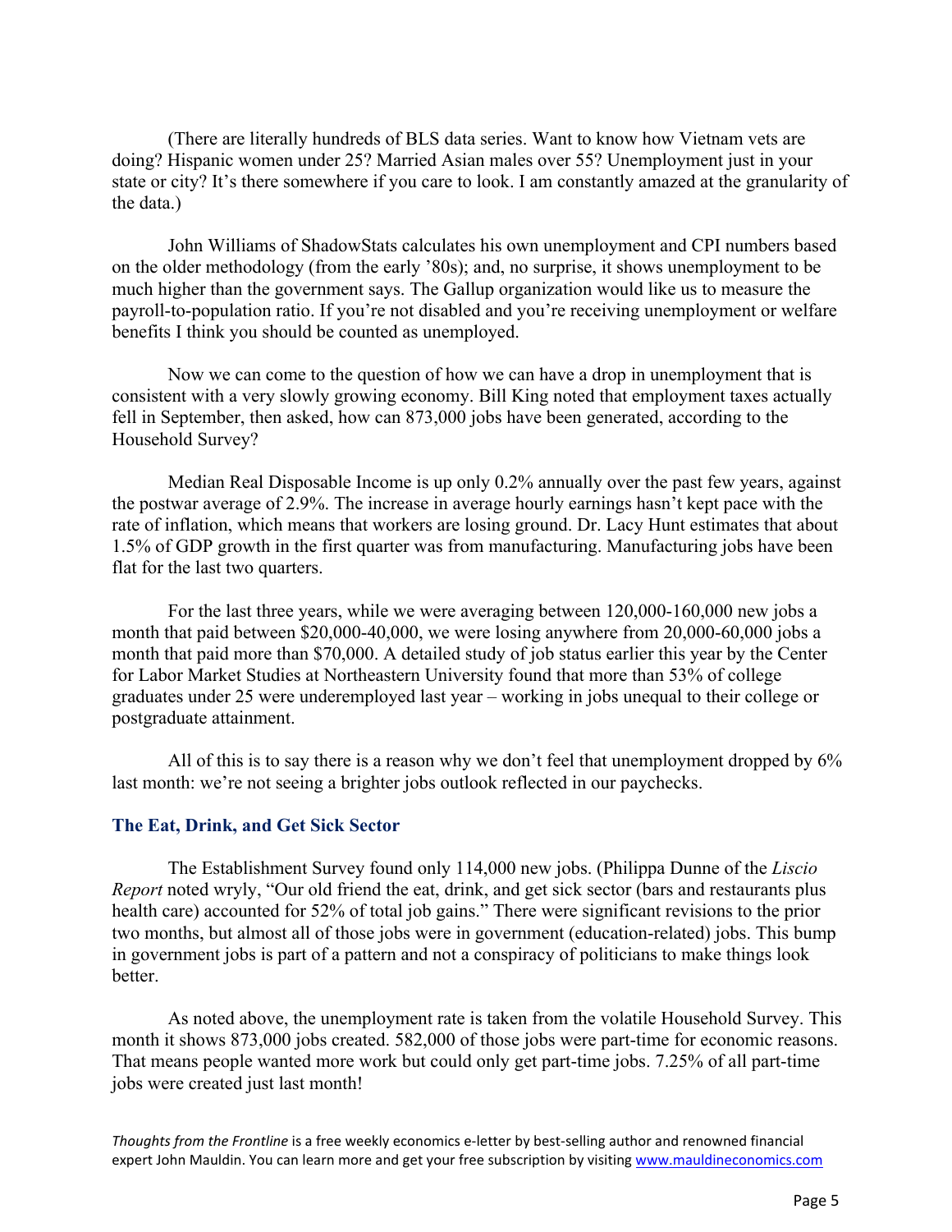(There are literally hundreds of BLS data series. Want to know how Vietnam vets are doing? Hispanic women under 25? Married Asian males over 55? Unemployment just in your state or city? It's there somewhere if you care to look. I am constantly amazed at the granularity of the data.)

John Williams of ShadowStats calculates his own unemployment and CPI numbers based on the older methodology (from the early '80s); and, no surprise, it shows unemployment to be much higher than the government says. The Gallup organization would like us to measure the payroll-to-population ratio. If you're not disabled and you're receiving unemployment or welfare benefits I think you should be counted as unemployed.

Now we can come to the question of how we can have a drop in unemployment that is consistent with a very slowly growing economy. Bill King noted that employment taxes actually fell in September, then asked, how can 873,000 jobs have been generated, according to the Household Survey?

Median Real Disposable Income is up only 0.2% annually over the past few years, against the postwar average of 2.9%. The increase in average hourly earnings hasn't kept pace with the rate of inflation, which means that workers are losing ground. Dr. Lacy Hunt estimates that about 1.5% of GDP growth in the first quarter was from manufacturing. Manufacturing jobs have been flat for the last two quarters.

For the last three years, while we were averaging between 120,000-160,000 new jobs a month that paid between $20,000-40,000, we were losing anywhere from 20,000-60,000 jobs a month that paid more than $70,000. A detailed study of job status earlier this year by the Center for Labor Market Studies at Northeastern University found that more than 53% of college graduates under 25 were underemployed last year – working in jobs unequal to their college or postgraduate attainment.

All of this is to say there is a reason why we don't feel that unemployment dropped by 6% last month: we're not seeing a brighter jobs outlook reflected in our paychecks.

### The Eat, Drink, and Get Sick Sector

The Establishment Survey found only 114,000 new jobs. (Philippa Dunne of the *Liscio Report* noted wryly, "Our old friend the eat, drink, and get sick sector (bars and restaurants plus health care) accounted for 52% of total job gains." There were significant revisions to the prior two months, but almost all of those jobs were in government (education-related) jobs. This bump in government jobs is part of a pattern and not a conspiracy of politicians to make things look better.

As noted above, the unemployment rate is taken from the volatile Household Survey. This month it shows 873,000 jobs created. 582,000 of those jobs were part-time for economic reasons. That means people wanted more work but could only get part-time jobs. 7.25% of all part-time jobs were created just last month!

*Thoughts from the Frontline* is a free weekly economics e-letter by best-selling author and renowned financial expert John Mauldin. You can learn more and get your free subscription by visiting www.mauldineconomics.com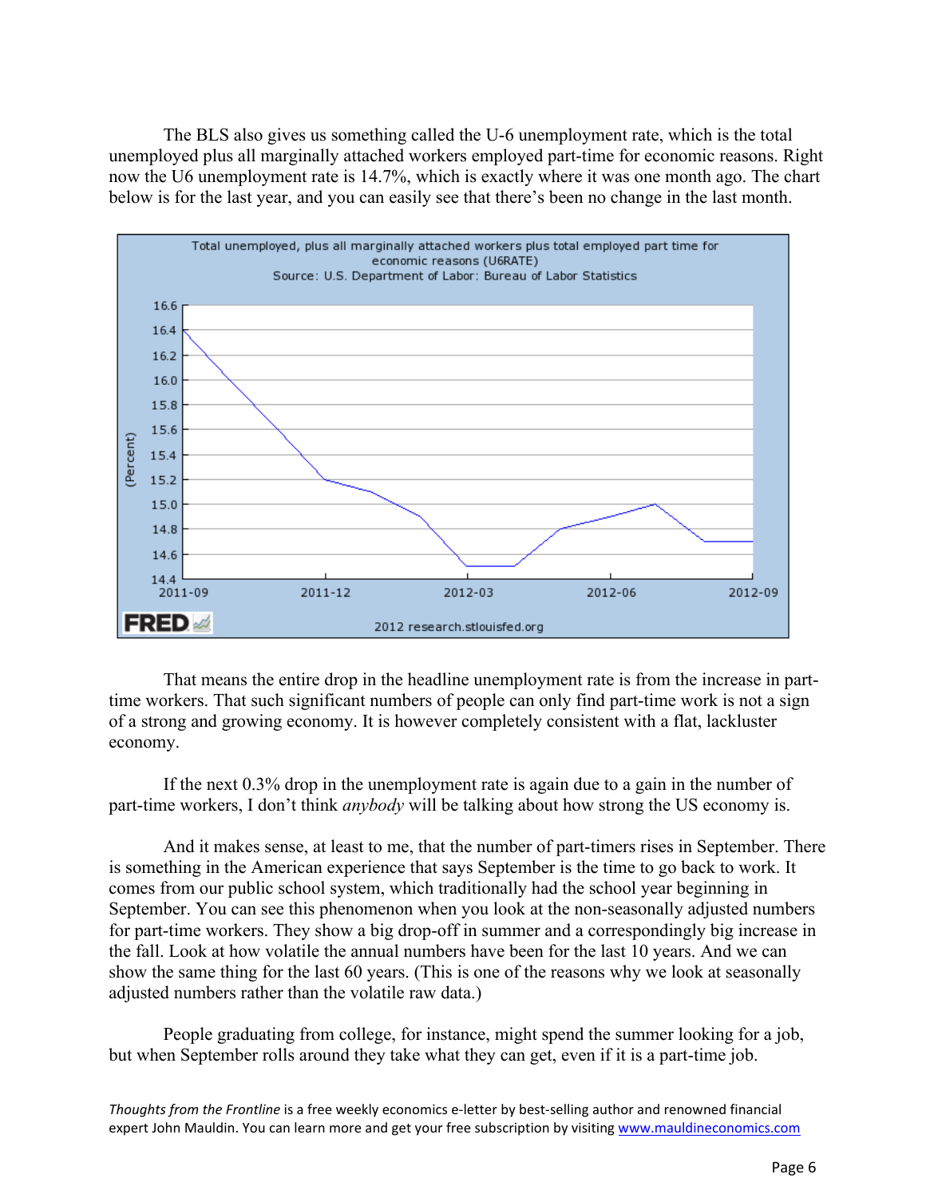The BLS also gives us something called the U-6 unemployment rate, which is the total unemployed plus all marginally attached workers employed part-time for economic reasons. Right now the U6 unemployment rate is 14.7%, which is exactly where it was one month ago. The chart below is for the last year, and you can easily see that there's been no change in the last month.

That means the entire drop in the headline unemployment rate is from the increase in part-time workers. That such significant numbers of people can only find part-time work is not a sign of a strong and growing economy. It is however completely consistent with a flat, lackluster economy.

If the next 0.3% drop in the unemployment rate is again due to a gain in the number of part-time workers, I don't think *anybody* will be talking about how strong the US economy is.

And it makes sense, at least to me, that the number of part-timers rises in September. There is something in the American experience that says September is the time to go back to work. It comes from our public school system, which traditionally had the school year beginning in September. You can see this phenomenon when you look at the non-seasonally adjusted numbers for part-time workers. They show a big drop-off in summer and a correspondingly big increase in the fall. Look at how volatile the annual numbers have been for the last 10 years. And we can show the same thing for the last 60 years. (This is one of the reasons why we look at seasonally adjusted numbers rather than the volatile raw data.)

People graduating from college, for instance, might spend the summer looking for a job, but when September rolls around they take what they can get, even if it is a part-time job.

*Thoughts from the Frontline* is a free weekly economics e-letter by best-selling author and renowned financial expert John Mauldin. You can learn more and get your free subscription by visiting www.mauldineconomics.com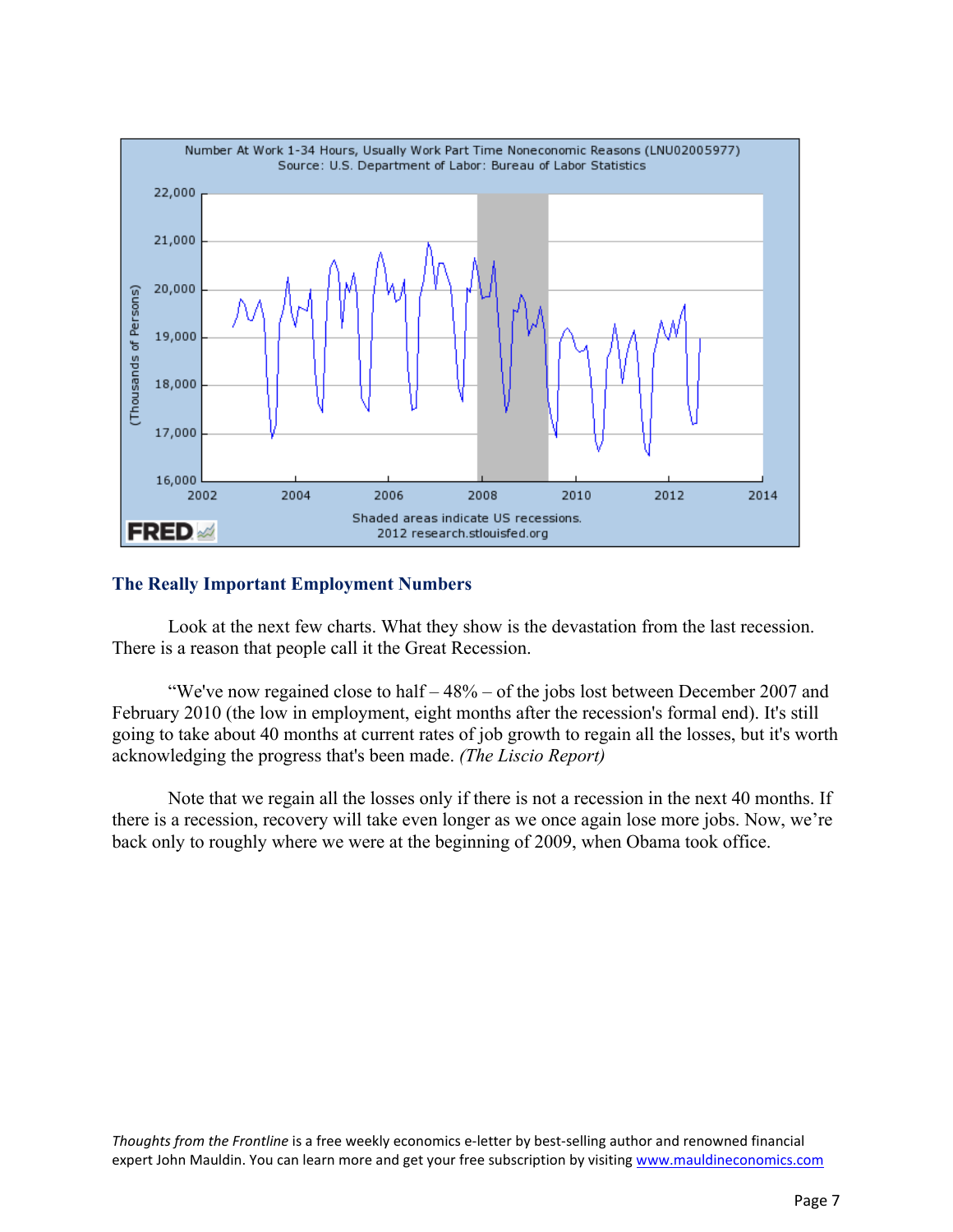Number At Work 1-34 Hours, Usually Work Part Time Noneconomic Reasons (LNU02005977)
Source: U.S. Department of Labor: Bureau of Labor Statistics

Shaded areas indicate US recessions.
2012 research.stlouisfed.org

## The Really Important Employment Numbers

Look at the next few charts. What they show is the devastation from the last recession. There is a reason that people call it the Great Recession.

"We've now regained close to half – 48% – of the jobs lost between December 2007 and February 2010 (the low in employment, eight months after the recession's formal end). It's still going to take about 40 months at current rates of job growth to regain all the losses, but it's worth acknowledging the progress that's been made. *(The Liscio Report)*

Note that we regain all the losses only if there is not a recession in the next 40 months. If there is a recession, recovery will take even longer as we once again lose more jobs. Now, we're back only to roughly where we were at the beginning of 2009, when Obama took office.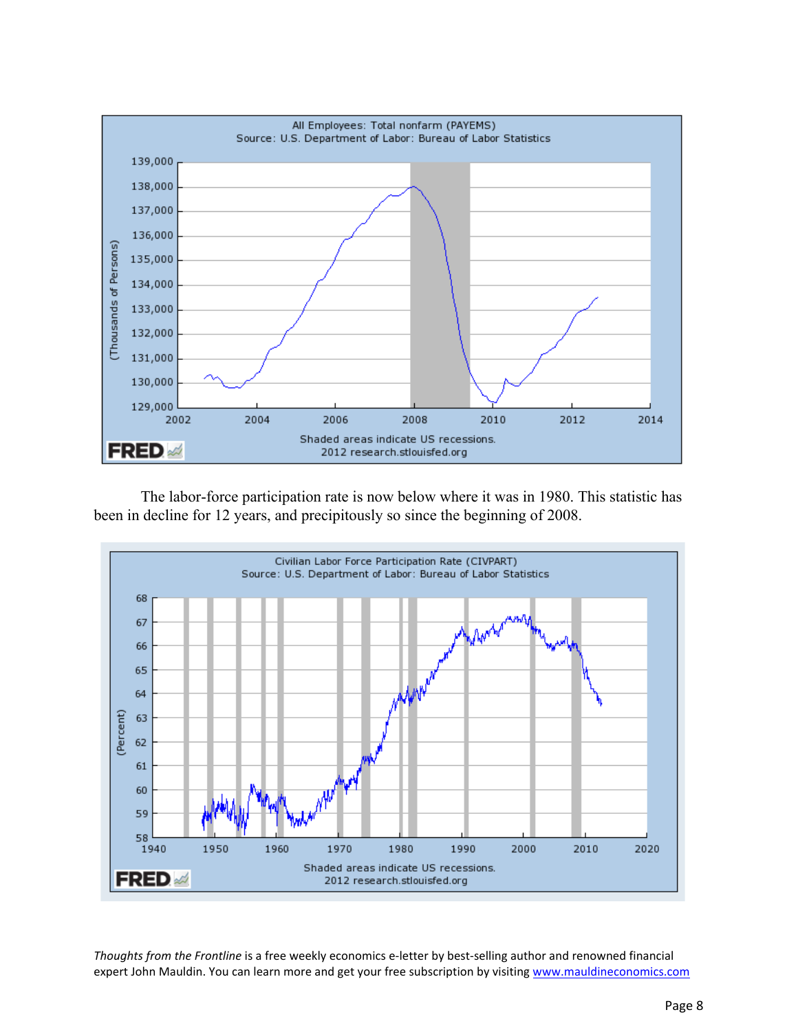The labor-force participation rate is now below where it was in 1980. This statistic has been in decline for 12 years, and precipitously so since the beginning of 2008.

*Thoughts from the Frontline* is a free weekly economics e-letter by best-selling author and renowned financial expert John Mauldin. You can learn more and get your free subscription by visiting [www.mauldineconomics.com](http://www.mauldineconomics.com)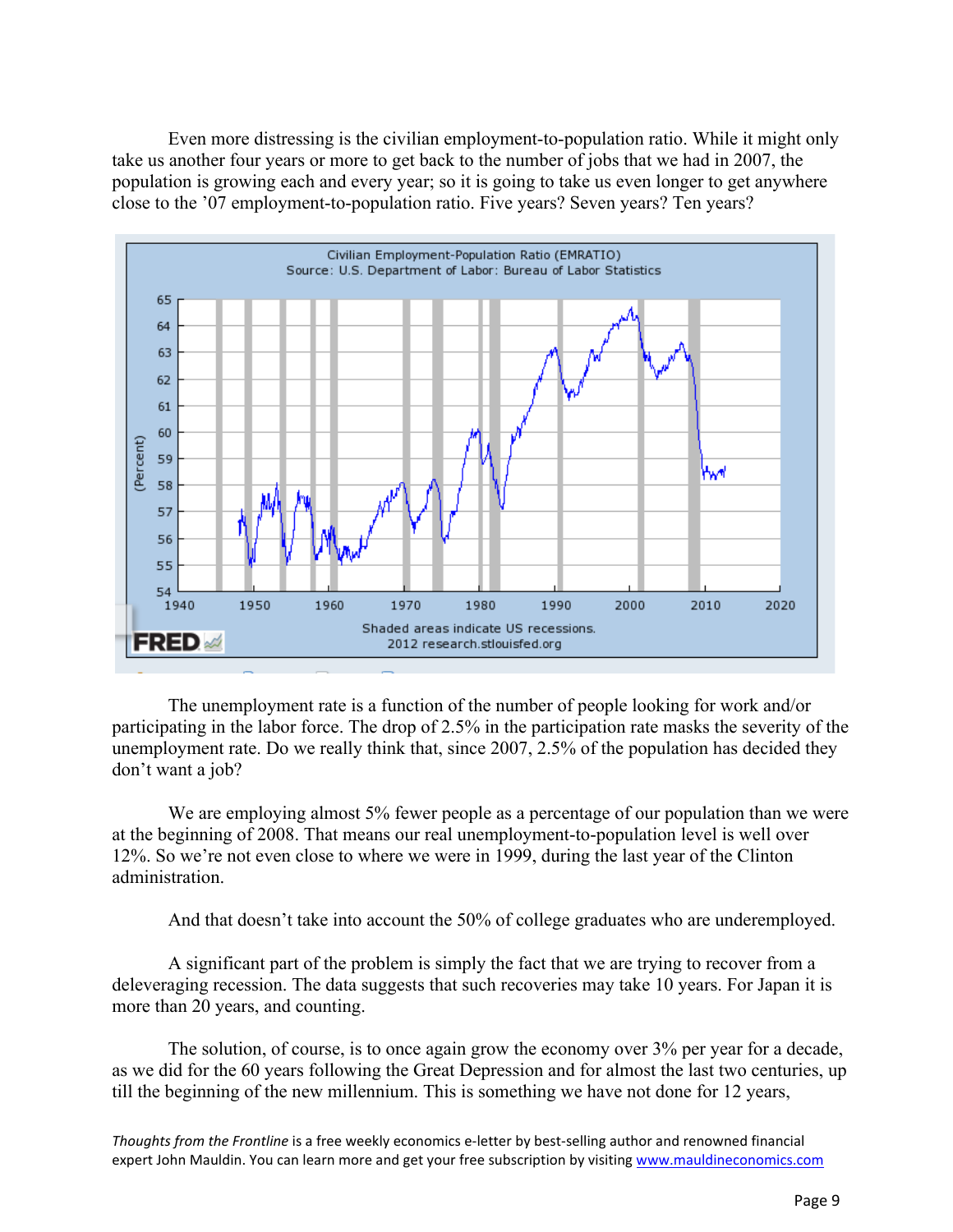Even more distressing is the civilian employment-to-population ratio. While it might only take us another four years or more to get back to the number of jobs that we had in 2007, the population is growing each and every year; so it is going to take us even longer to get anywhere close to the '07 employment-to-population ratio. Five years? Seven years? Ten years?

Civilian Employment-Population Ratio (EMRATIO)
Source: U.S. Department of Labor: Bureau of Labor Statistics

Shaded areas indicate US recessions.
2012 research.stlouisfed.org

The unemployment rate is a function of the number of people looking for work and/or participating in the labor force. The drop of 2.5% in the participation rate masks the severity of the unemployment rate. Do we really think that, since 2007, 2.5% of the population has decided they don't want a job?

We are employing almost 5% fewer people as a percentage of our population than we were at the beginning of 2008. That means our real unemployment-to-population level is well over 12%. So we're not even close to where we were in 1999, during the last year of the Clinton administration.

And that doesn't take into account the 50% of college graduates who are underemployed.

A significant part of the problem is simply the fact that we are trying to recover from a deleveraging recession. The data suggests that such recoveries may take 10 years. For Japan it is more than 20 years, and counting.

The solution, of course, is to once again grow the economy over 3% per year for a decade, as we did for the 60 years following the Great Depression and for almost the last two centuries, up till the beginning of the new millennium. This is something we have not done for 12 years,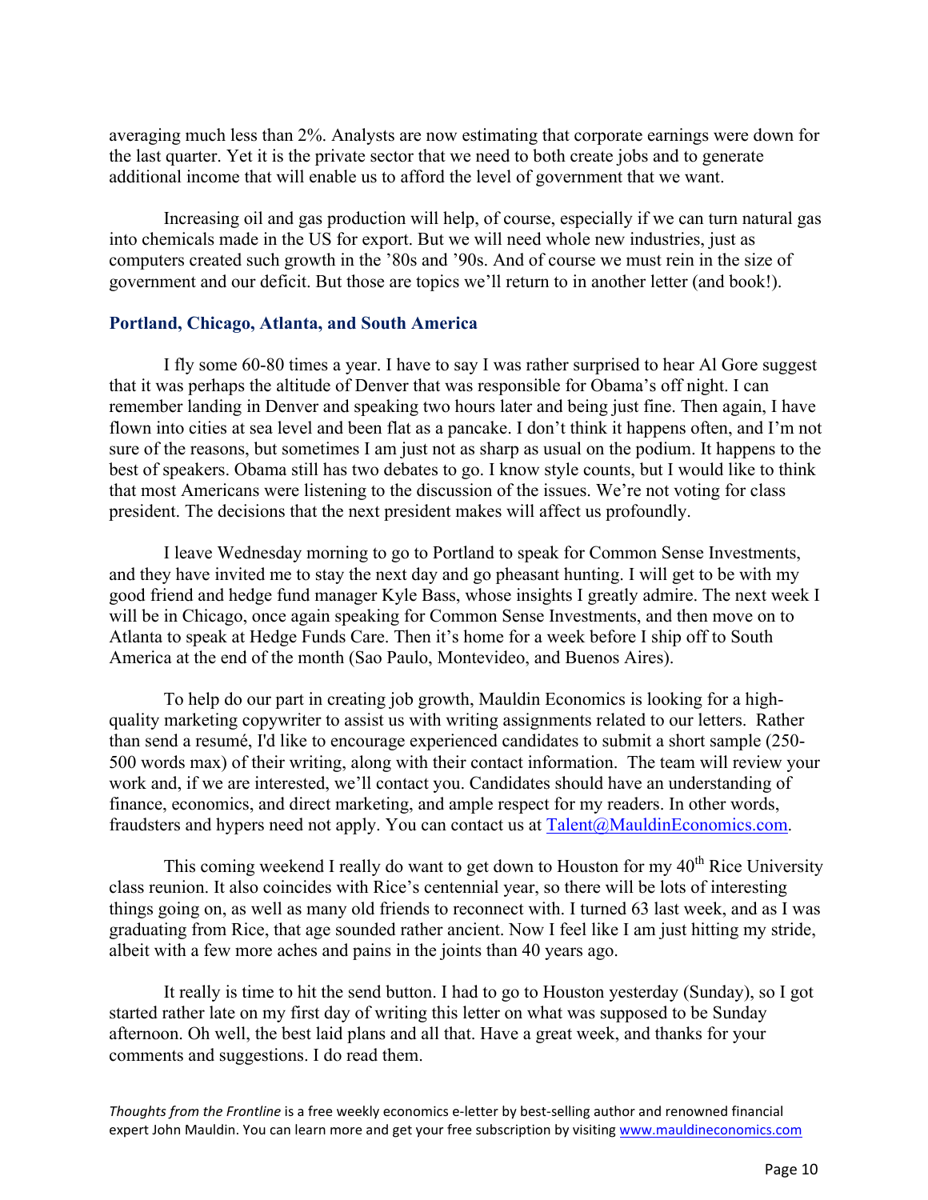averaging much less than 2%. Analysts are now estimating that corporate earnings were down for the last quarter. Yet it is the private sector that we need to both create jobs and to generate additional income that will enable us to afford the level of government that we want.

Increasing oil and gas production will help, of course, especially if we can turn natural gas into chemicals made in the US for export. But we will need whole new industries, just as computers created such growth in the ’80s and ’90s. And of course we must rein in the size of government and our deficit. But those are topics we’ll return to in another letter (and book!).

### Portland, Chicago, Atlanta, and South America

I fly some 60-80 times a year. I have to say I was rather surprised to hear Al Gore suggest that it was perhaps the altitude of Denver that was responsible for Obama’s off night. I can remember landing in Denver and speaking two hours later and being just fine. Then again, I have flown into cities at sea level and been flat as a pancake. I don’t think it happens often, and I’m not sure of the reasons, but sometimes I am just not as sharp as usual on the podium. It happens to the best of speakers. Obama still has two debates to go. I know style counts, but I would like to think that most Americans were listening to the discussion of the issues. We’re not voting for class president. The decisions that the next president makes will affect us profoundly.

I leave Wednesday morning to go to Portland to speak for Common Sense Investments, and they have invited me to stay the next day and go pheasant hunting. I will get to be with my good friend and hedge fund manager Kyle Bass, whose insights I greatly admire. The next week I will be in Chicago, once again speaking for Common Sense Investments, and then move on to Atlanta to speak at Hedge Funds Care. Then it’s home for a week before I ship off to South America at the end of the month (Sao Paulo, Montevideo, and Buenos Aires).

To help do our part in creating job growth, Mauldin Economics is looking for a high-quality marketing copywriter to assist us with writing assignments related to our letters. Rather than send a resumé, I'd like to encourage experienced candidates to submit a short sample (250-500 words max) of their writing, along with their contact information. The team will review your work and, if we are interested, we’ll contact you. Candidates should have an understanding of finance, economics, and direct marketing, and ample respect for my readers. In other words, fraudsters and hypers need not apply. You can contact us at Talent@MauldinEconomics.com.

This coming weekend I really do want to get down to Houston for my 40th Rice University class reunion. It also coincides with Rice’s centennial year, so there will be lots of interesting things going on, as well as many old friends to reconnect with. I turned 63 last week, and as I was graduating from Rice, that age sounded rather ancient. Now I feel like I am just hitting my stride, albeit with a few more aches and pains in the joints than 40 years ago.

It really is time to hit the send button. I had to go to Houston yesterday (Sunday), so I got started rather late on my first day of writing this letter on what was supposed to be Sunday afternoon. Oh well, the best laid plans and all that. Have a great week, and thanks for your comments and suggestions. I do read them.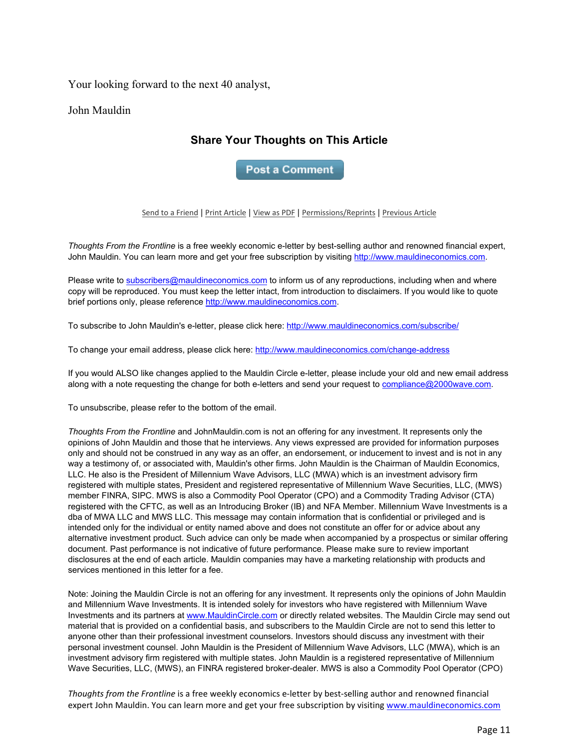Your looking forward to the next 40 analyst,

John Mauldin

### Share Your Thoughts on This Article

Post a Comment

Send to a Friend | Print Article | View as PDF | Permissions/Reprints | Previous Article

*Thoughts From the Frontline* is a free weekly economic e-letter by best-selling author and renowned financial expert, John Mauldin. You can learn more and get your free subscription by visiting http://www.mauldineconomics.com.

Please write to subscribers@mauldineconomics.com to inform us of any reproductions, including when and where copy will be reproduced. You must keep the letter intact, from introduction to disclaimers. If you would like to quote brief portions only, please reference http://www.mauldineconomics.com.

To subscribe to John Mauldin's e-letter, please click here: http://www.mauldineconomics.com/subscribe/

To change your email address, please click here: http://www.mauldineconomics.com/change-address

If you would ALSO like changes applied to the Mauldin Circle e-letter, please include your old and new email address along with a note requesting the change for both e-letters and send your request to compliance@2000wave.com.

To unsubscribe, please refer to the bottom of the email.

*Thoughts From the Frontline* and JohnMauldin.com is not an offering for any investment. It represents only the opinions of John Mauldin and those that he interviews. Any views expressed are provided for information purposes only and should not be construed in any way as an offer, an endorsement, or inducement to invest and is not in any way a testimony of, or associated with, Mauldin's other firms. John Mauldin is the Chairman of Mauldin Economics, LLC. He also is the President of Millennium Wave Advisors, LLC (MWA) which is an investment advisory firm registered with multiple states, President and registered representative of Millennium Wave Securities, LLC, (MWS) member FINRA, SIPC. MWS is also a Commodity Pool Operator (CPO) and a Commodity Trading Advisor (CTA) registered with the CFTC, as well as an Introducing Broker (IB) and NFA Member. Millennium Wave Investments is a dba of MWA LLC and MWS LLC. This message may contain information that is confidential or privileged and is intended only for the individual or entity named above and does not constitute an offer for or advice about any alternative investment product. Such advice can only be made when accompanied by a prospectus or similar offering document. Past performance is not indicative of future performance. Please make sure to review important disclosures at the end of each article. Mauldin companies may have a marketing relationship with products and services mentioned in this letter for a fee.

Note: Joining the Mauldin Circle is not an offering for any investment. It represents only the opinions of John Mauldin and Millennium Wave Investments. It is intended solely for investors who have registered with Millennium Wave Investments and its partners at www.MauldinCircle.com or directly related websites. The Mauldin Circle may send out material that is provided on a confidential basis, and subscribers to the Mauldin Circle are not to send this letter to anyone other than their professional investment counselors. Investors should discuss any investment with their personal investment counsel. John Mauldin is the President of Millennium Wave Advisors, LLC (MWA), which is an investment advisory firm registered with multiple states. John Mauldin is a registered representative of Millennium Wave Securities, LLC, (MWS), an FINRA registered broker-dealer. MWS is also a Commodity Pool Operator (CPO)

*Thoughts from the Frontline* is a free weekly economics e-letter by best-selling author and renowned financial expert John Mauldin. You can learn more and get your free subscription by visiting www.mauldineconomics.com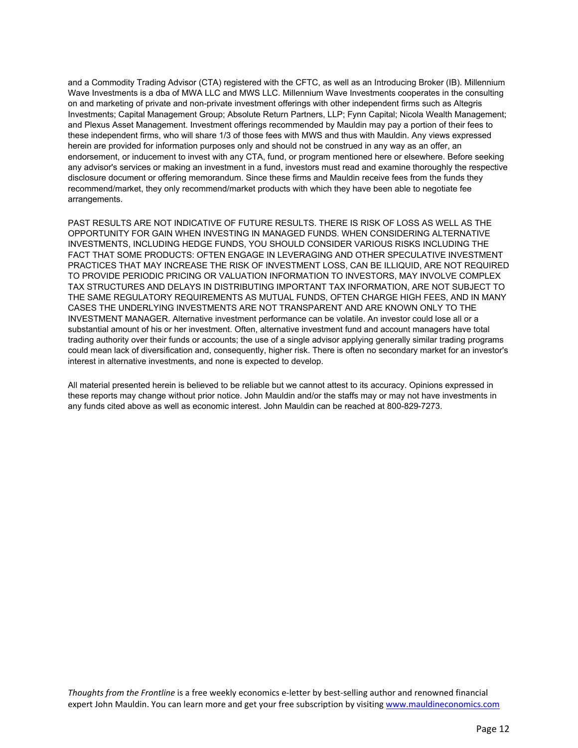and a Commodity Trading Advisor (CTA) registered with the CFTC, as well as an Introducing Broker (IB). Millennium Wave Investments is a dba of MWA LLC and MWS LLC. Millennium Wave Investments cooperates in the consulting on and marketing of private and non-private investment offerings with other independent firms such as Altegris Investments; Capital Management Group; Absolute Return Partners, LLP; Fynn Capital; Nicola Wealth Management; and Plexus Asset Management. Investment offerings recommended by Mauldin may pay a portion of their fees to these independent firms, who will share 1/3 of those fees with MWS and thus with Mauldin. Any views expressed herein are provided for information purposes only and should not be construed in any way as an offer, an endorsement, or inducement to invest with any CTA, fund, or program mentioned here or elsewhere. Before seeking any advisor's services or making an investment in a fund, investors must read and examine thoroughly the respective disclosure document or offering memorandum. Since these firms and Mauldin receive fees from the funds they recommend/market, they only recommend/market products with which they have been able to negotiate fee arrangements.

PAST RESULTS ARE NOT INDICATIVE OF FUTURE RESULTS. THERE IS RISK OF LOSS AS WELL AS THE OPPORTUNITY FOR GAIN WHEN INVESTING IN MANAGED FUNDS. WHEN CONSIDERING ALTERNATIVE INVESTMENTS, INCLUDING HEDGE FUNDS, YOU SHOULD CONSIDER VARIOUS RISKS INCLUDING THE FACT THAT SOME PRODUCTS: OFTEN ENGAGE IN LEVERAGING AND OTHER SPECULATIVE INVESTMENT PRACTICES THAT MAY INCREASE THE RISK OF INVESTMENT LOSS, CAN BE ILLIQUID, ARE NOT REQUIRED TO PROVIDE PERIODIC PRICING OR VALUATION INFORMATION TO INVESTORS, MAY INVOLVE COMPLEX TAX STRUCTURES AND DELAYS IN DISTRIBUTING IMPORTANT TAX INFORMATION, ARE NOT SUBJECT TO THE SAME REGULATORY REQUIREMENTS AS MUTUAL FUNDS, OFTEN CHARGE HIGH FEES, AND IN MANY CASES THE UNDERLYING INVESTMENTS ARE NOT TRANSPARENT AND ARE KNOWN ONLY TO THE INVESTMENT MANAGER. Alternative investment performance can be volatile. An investor could lose all or a substantial amount of his or her investment. Often, alternative investment fund and account managers have total trading authority over their funds or accounts; the use of a single advisor applying generally similar trading programs could mean lack of diversification and, consequently, higher risk. There is often no secondary market for an investor's interest in alternative investments, and none is expected to develop.

All material presented herein is believed to be reliable but we cannot attest to its accuracy. Opinions expressed in these reports may change without prior notice. John Mauldin and/or the staffs may or may not have investments in any funds cited above as well as economic interest. John Mauldin can be reached at 800-829-7273.

*Thoughts from the Frontline* is a free weekly economics e-letter by best-selling author and renowned financial expert John Mauldin. You can learn more and get your free subscription by visiting www.mauldineconomics.com